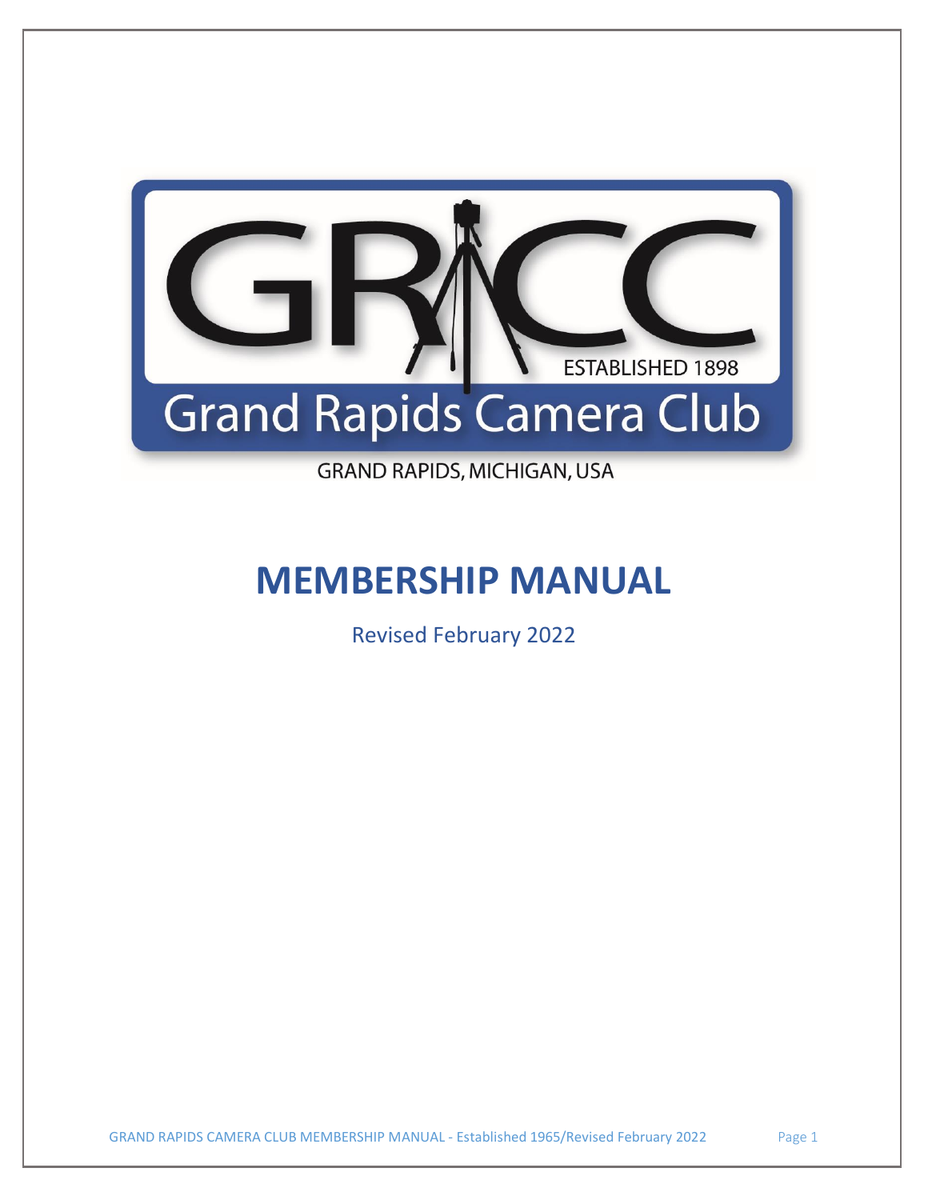GRCC

ESTABLISHED 1898

Grand Rapids Camera Club

GRAND RAPIDS, MICHIGAN, USA

# MEMBERSHIP MANUAL

Revised February 2022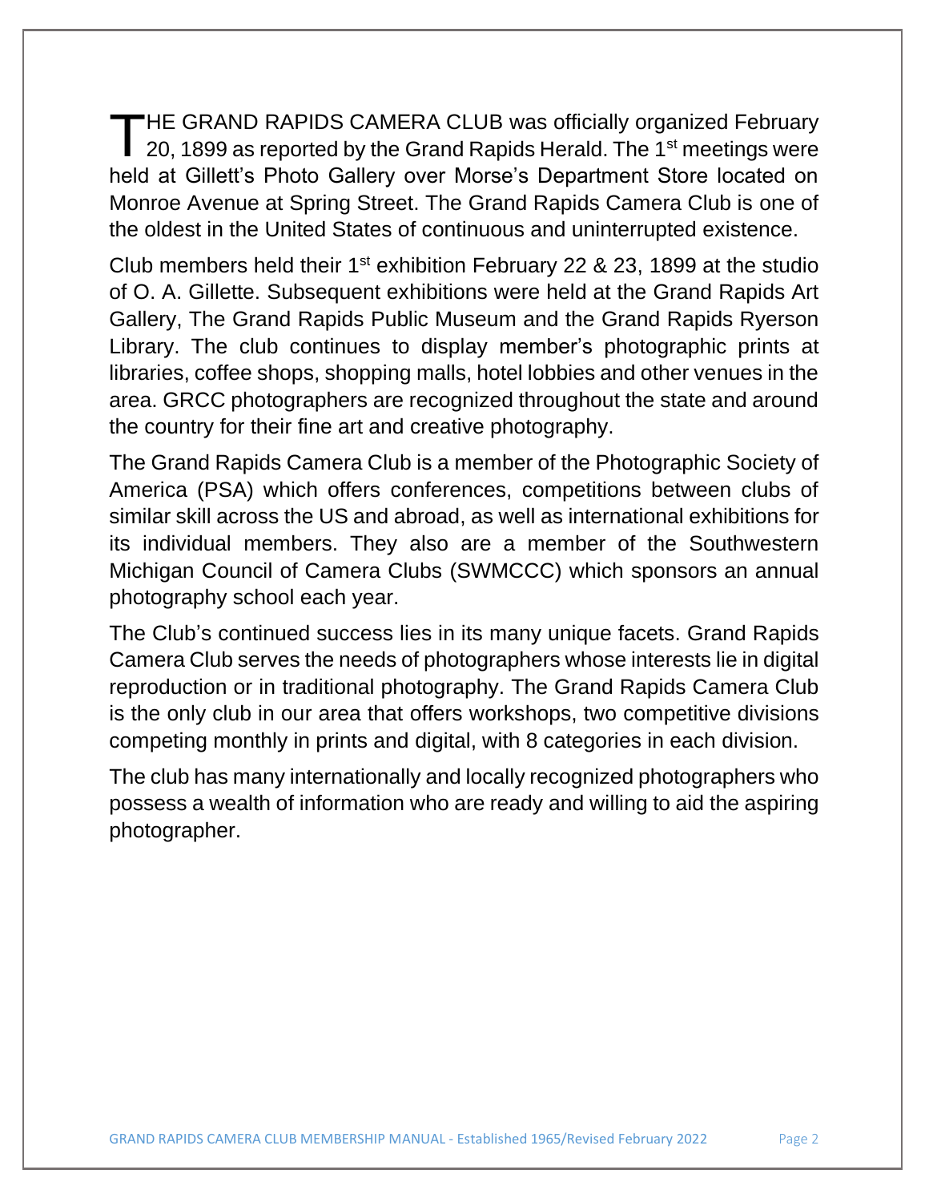THE GRAND RAPIDS CAMERA CLUB was officially organized February 20, 1899 as reported by the Grand Rapids Herald. The 1st meetings were held at Gillett's Photo Gallery over Morse's Department Store located on Monroe Avenue at Spring Street. The Grand Rapids Camera Club is one of the oldest in the United States of continuous and uninterrupted existence.

Club members held their 1st exhibition February 22 & 23, 1899 at the studio of O. A. Gillette. Subsequent exhibitions were held at the Grand Rapids Art Gallery, The Grand Rapids Public Museum and the Grand Rapids Ryerson Library. The club continues to display member's photographic prints at libraries, coffee shops, shopping malls, hotel lobbies and other venues in the area. GRCC photographers are recognized throughout the state and around the country for their fine art and creative photography.

The Grand Rapids Camera Club is a member of the Photographic Society of America (PSA) which offers conferences, competitions between clubs of similar skill across the US and abroad, as well as international exhibitions for its individual members. They also are a member of the Southwestern Michigan Council of Camera Clubs (SWMCCC) which sponsors an annual photography school each year.

The Club's continued success lies in its many unique facets. Grand Rapids Camera Club serves the needs of photographers whose interests lie in digital reproduction or in traditional photography. The Grand Rapids Camera Club is the only club in our area that offers workshops, two competitive divisions competing monthly in prints and digital, with 8 categories in each division.

The club has many internationally and locally recognized photographers who possess a wealth of information who are ready and willing to aid the aspiring photographer.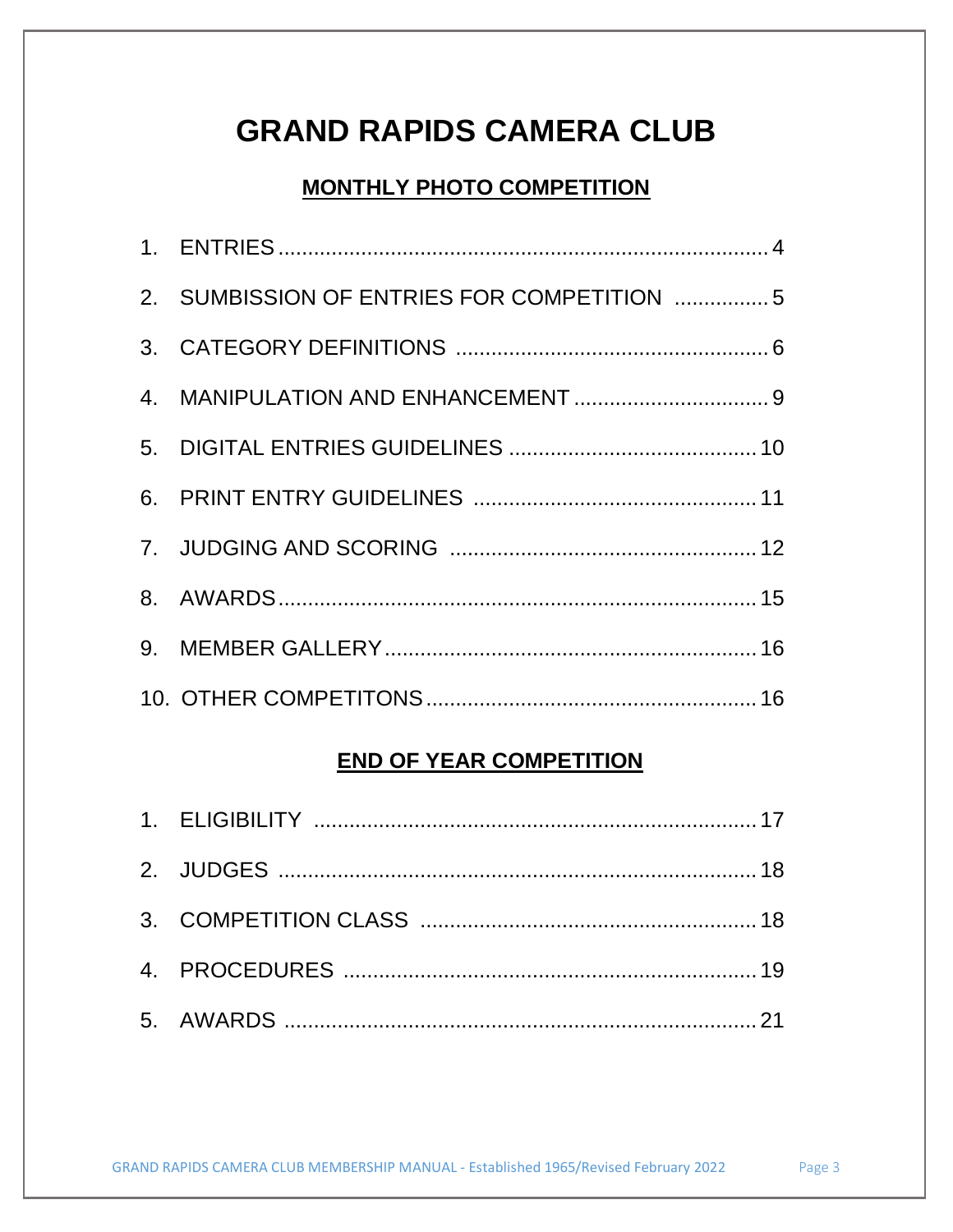# GRAND RAPIDS CAMERA CLUB

## MONTHLY PHOTO COMPETITION

1. ENTRIES .................................................................................... 4
2. SUMBISSION OF ENTRIES FOR COMPETITION ................ 5
3. CATEGORY DEFINITIONS .................................................... 6
4. MANIPULATION AND ENHANCEMENT ................................ 9
5. DIGITAL ENTRIES GUIDELINES .......................................... 10
6. PRINT ENTRY GUIDELINES ................................................ 11
7. JUDGING AND SCORING .................................................... 12
8. AWARDS ................................................................................ 15
9. MEMBER GALLERY ............................................................... 16
10. OTHER COMPETITONS ........................................................ 16

## END OF YEAR COMPETITION

1. ELIGIBILITY ........................................................................... 17
2. JUDGES ................................................................................. 18
3. COMPETITION CLASS ......................................................... 18
4. PROCEDURES ...................................................................... 19
5. AWARDS ................................................................................ 21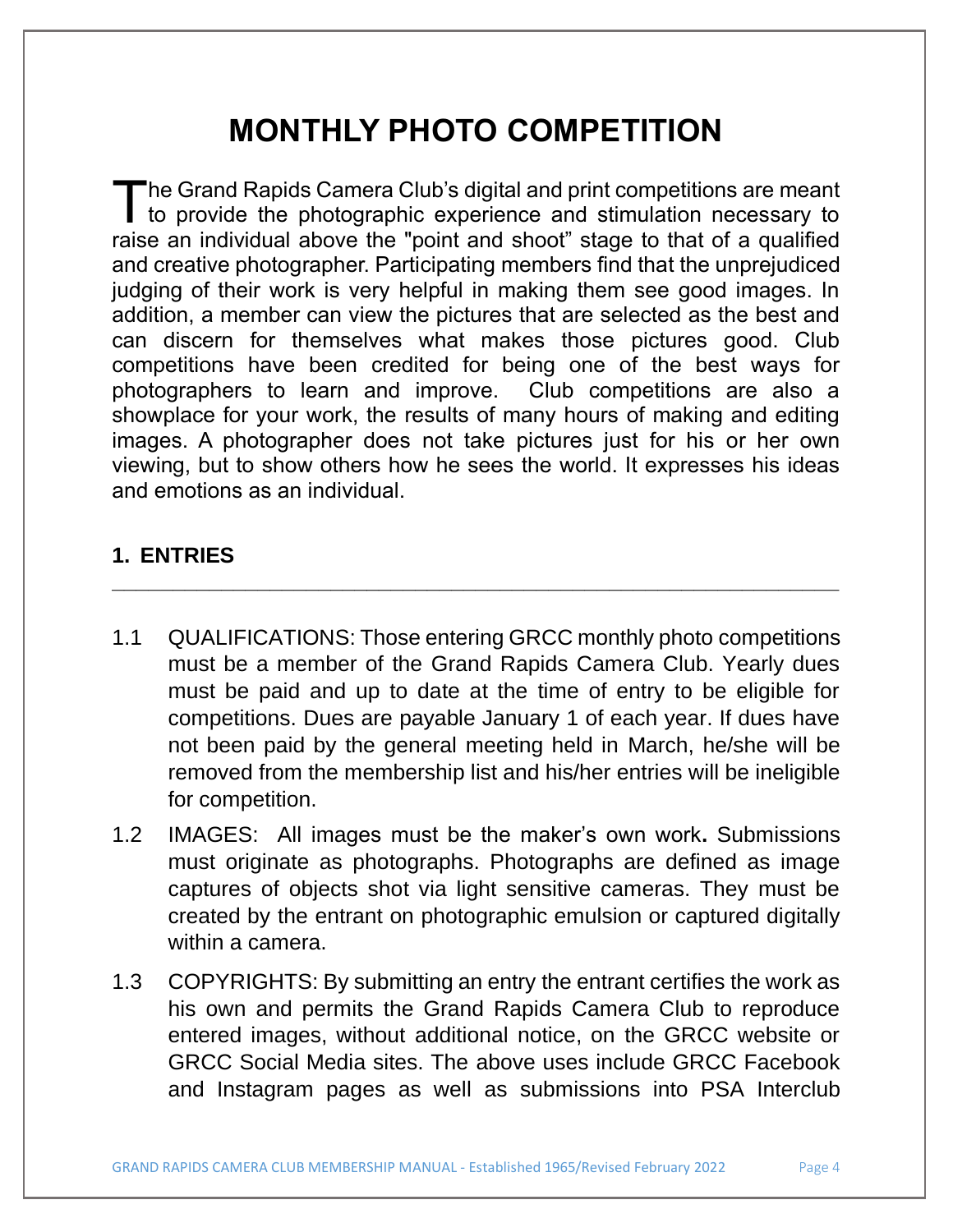# MONTHLY PHOTO COMPETITION

The Grand Rapids Camera Club's digital and print competitions are meant to provide the photographic experience and stimulation necessary to raise an individual above the "point and shoot" stage to that of a qualified and creative photographer. Participating members find that the unprejudiced judging of their work is very helpful in making them see good images. In addition, a member can view the pictures that are selected as the best and can discern for themselves what makes those pictures good. Club competitions have been credited for being one of the best ways for photographers to learn and improve. Club competitions are also a showplace for your work, the results of many hours of making and editing images. A photographer does not take pictures just for his or her own viewing, but to show others how he sees the world. It expresses his ideas and emotions as an individual.

## 1. ENTRIES

---

1.1 QUALIFICATIONS: Those entering GRCC monthly photo competitions must be a member of the Grand Rapids Camera Club. Yearly dues must be paid and up to date at the time of entry to be eligible for competitions. Dues are payable January 1 of each year. If dues have not been paid by the general meeting held in March, he/she will be removed from the membership list and his/her entries will be ineligible for competition.

1.2 IMAGES: All images must be the maker's own work**.** Submissions must originate as photographs. Photographs are defined as image captures of objects shot via light sensitive cameras. They must be created by the entrant on photographic emulsion or captured digitally within a camera.

1.3 COPYRIGHTS: By submitting an entry the entrant certifies the work as his own and permits the Grand Rapids Camera Club to reproduce entered images, without additional notice, on the GRCC website or GRCC Social Media sites. The above uses include GRCC Facebook and Instagram pages as well as submissions into PSA Interclub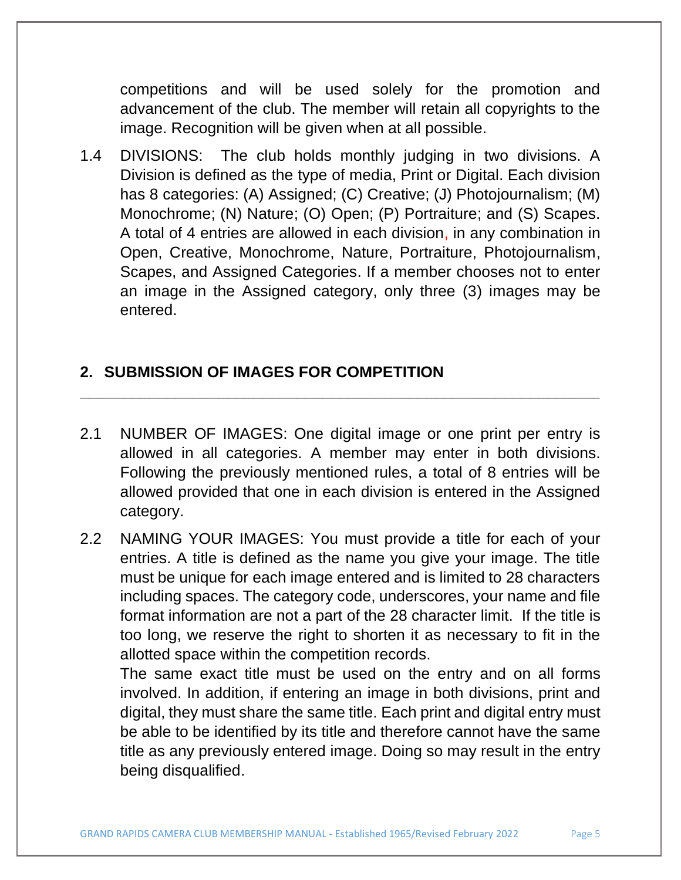competitions and will be used solely for the promotion and advancement of the club. The member will retain all copyrights to the image. Recognition will be given when at all possible.

1.4 DIVISIONS: The club holds monthly judging in two divisions. A Division is defined as the type of media, Print or Digital. Each division has 8 categories: (A) Assigned; (C) Creative; (J) Photojournalism; (M) Monochrome; (N) Nature; (O) Open; (P) Portraiture; and (S) Scapes. A total of 4 entries are allowed in each division, in any combination in Open, Creative, Monochrome, Nature, Portraiture, Photojournalism, Scapes, and Assigned Categories. If a member chooses not to enter an image in the Assigned category, only three (3) images may be entered.

## 2. SUBMISSION OF IMAGES FOR COMPETITION

2.1 NUMBER OF IMAGES: One digital image or one print per entry is allowed in all categories. A member may enter in both divisions. Following the previously mentioned rules, a total of 8 entries will be allowed provided that one in each division is entered in the Assigned category.

2.2 NAMING YOUR IMAGES: You must provide a title for each of your entries. A title is defined as the name you give your image. The title must be unique for each image entered and is limited to 28 characters including spaces. The category code, underscores, your name and file format information are not a part of the 28 character limit. If the title is too long, we reserve the right to shorten it as necessary to fit in the allotted space within the competition records.

The same exact title must be used on the entry and on all forms involved. In addition, if entering an image in both divisions, print and digital, they must share the same title. Each print and digital entry must be able to be identified by its title and therefore cannot have the same title as any previously entered image. Doing so may result in the entry being disqualified.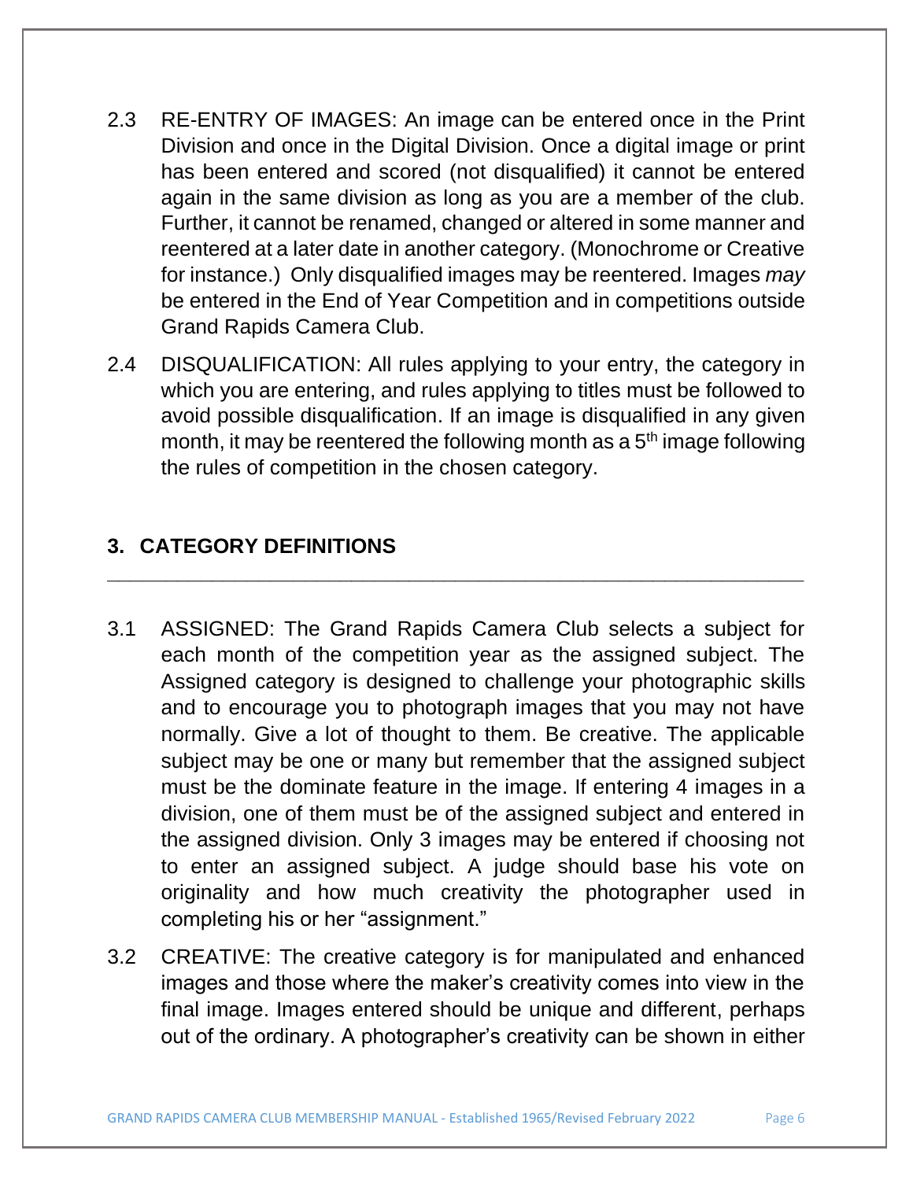2.3 RE-ENTRY OF IMAGES: An image can be entered once in the Print Division and once in the Digital Division. Once a digital image or print has been entered and scored (not disqualified) it cannot be entered again in the same division as long as you are a member of the club. Further, it cannot be renamed, changed or altered in some manner and reentered at a later date in another category. (Monochrome or Creative for instance.) Only disqualified images may be reentered. Images *may* be entered in the End of Year Competition and in competitions outside Grand Rapids Camera Club.

2.4 DISQUALIFICATION: All rules applying to your entry, the category in which you are entering, and rules applying to titles must be followed to avoid possible disqualification. If an image is disqualified in any given month, it may be reentered the following month as a 5th image following the rules of competition in the chosen category.

## 3. CATEGORY DEFINITIONS

---

3.1 ASSIGNED: The Grand Rapids Camera Club selects a subject for each month of the competition year as the assigned subject. The Assigned category is designed to challenge your photographic skills and to encourage you to photograph images that you may not have normally. Give a lot of thought to them. Be creative. The applicable subject may be one or many but remember that the assigned subject must be the dominate feature in the image. If entering 4 images in a division, one of them must be of the assigned subject and entered in the assigned division. Only 3 images may be entered if choosing not to enter an assigned subject. A judge should base his vote on originality and how much creativity the photographer used in completing his or her "assignment."

3.2 CREATIVE: The creative category is for manipulated and enhanced images and those where the maker's creativity comes into view in the final image. Images entered should be unique and different, perhaps out of the ordinary. A photographer's creativity can be shown in either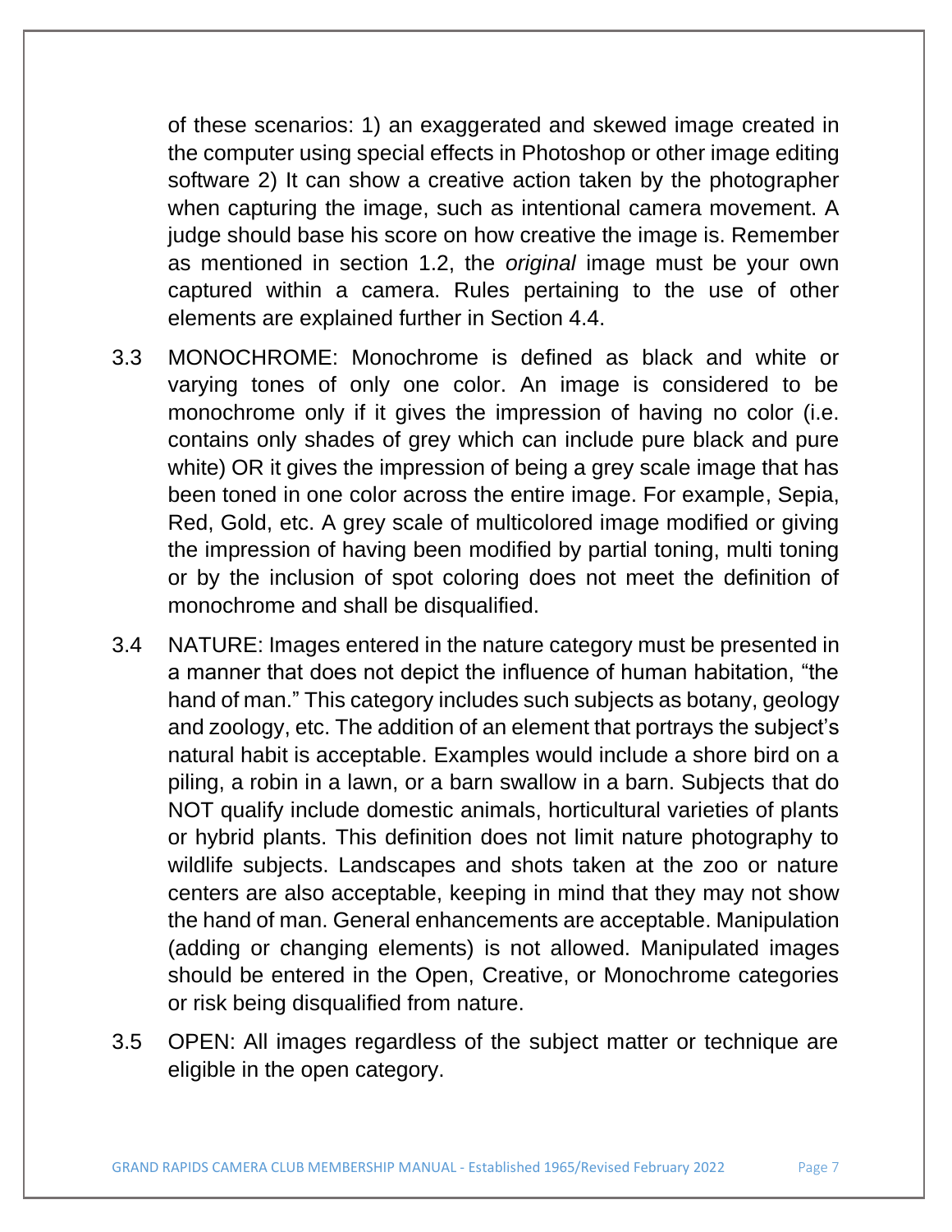of these scenarios: 1) an exaggerated and skewed image created in the computer using special effects in Photoshop or other image editing software 2) It can show a creative action taken by the photographer when capturing the image, such as intentional camera movement. A judge should base his score on how creative the image is. Remember as mentioned in section 1.2, the *original* image must be your own captured within a camera. Rules pertaining to the use of other elements are explained further in Section 4.4.

3.3 MONOCHROME: Monochrome is defined as black and white or varying tones of only one color. An image is considered to be monochrome only if it gives the impression of having no color (i.e. contains only shades of grey which can include pure black and pure white) OR it gives the impression of being a grey scale image that has been toned in one color across the entire image. For example, Sepia, Red, Gold, etc. A grey scale of multicolored image modified or giving the impression of having been modified by partial toning, multi toning or by the inclusion of spot coloring does not meet the definition of monochrome and shall be disqualified.

3.4 NATURE: Images entered in the nature category must be presented in a manner that does not depict the influence of human habitation, "the hand of man." This category includes such subjects as botany, geology and zoology, etc. The addition of an element that portrays the subject's natural habit is acceptable. Examples would include a shore bird on a piling, a robin in a lawn, or a barn swallow in a barn. Subjects that do NOT qualify include domestic animals, horticultural varieties of plants or hybrid plants. This definition does not limit nature photography to wildlife subjects. Landscapes and shots taken at the zoo or nature centers are also acceptable, keeping in mind that they may not show the hand of man. General enhancements are acceptable. Manipulation (adding or changing elements) is not allowed. Manipulated images should be entered in the Open, Creative, or Monochrome categories or risk being disqualified from nature.

3.5 OPEN: All images regardless of the subject matter or technique are eligible in the open category.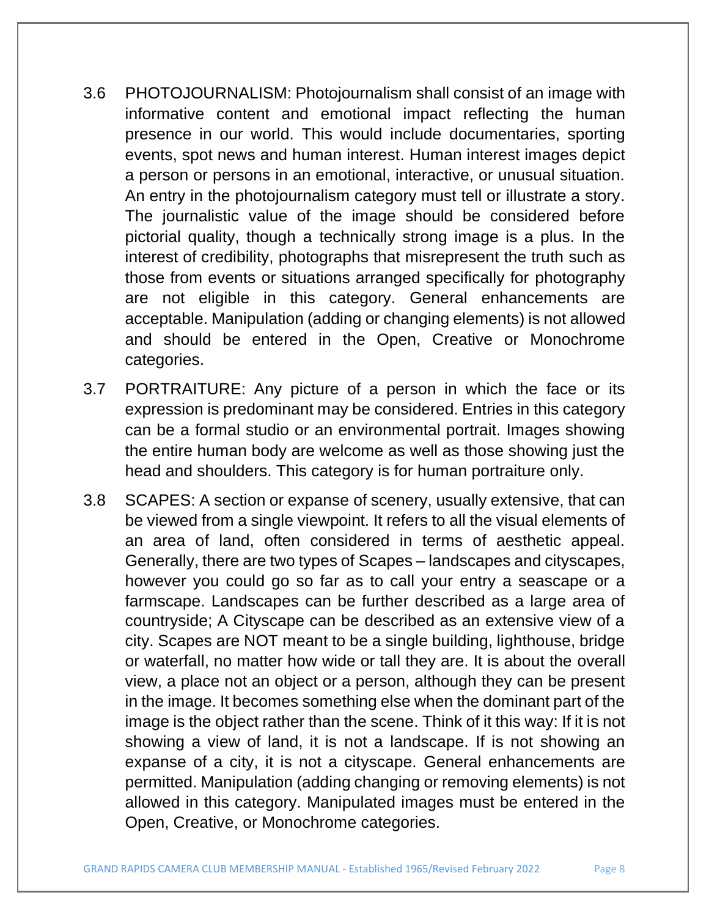3.6 PHOTOJOURNALISM: Photojournalism shall consist of an image with informative content and emotional impact reflecting the human presence in our world. This would include documentaries, sporting events, spot news and human interest. Human interest images depict a person or persons in an emotional, interactive, or unusual situation. An entry in the photojournalism category must tell or illustrate a story. The journalistic value of the image should be considered before pictorial quality, though a technically strong image is a plus. In the interest of credibility, photographs that misrepresent the truth such as those from events or situations arranged specifically for photography are not eligible in this category. General enhancements are acceptable. Manipulation (adding or changing elements) is not allowed and should be entered in the Open, Creative or Monochrome categories.

3.7 PORTRAITURE: Any picture of a person in which the face or its expression is predominant may be considered. Entries in this category can be a formal studio or an environmental portrait. Images showing the entire human body are welcome as well as those showing just the head and shoulders. This category is for human portraiture only.

3.8 SCAPES: A section or expanse of scenery, usually extensive, that can be viewed from a single viewpoint. It refers to all the visual elements of an area of land, often considered in terms of aesthetic appeal. Generally, there are two types of Scapes – landscapes and cityscapes, however you could go so far as to call your entry a seascape or a farmscape. Landscapes can be further described as a large area of countryside; A Cityscape can be described as an extensive view of a city. Scapes are NOT meant to be a single building, lighthouse, bridge or waterfall, no matter how wide or tall they are. It is about the overall view, a place not an object or a person, although they can be present in the image. It becomes something else when the dominant part of the image is the object rather than the scene. Think of it this way: If it is not showing a view of land, it is not a landscape. If is not showing an expanse of a city, it is not a cityscape. General enhancements are permitted. Manipulation (adding changing or removing elements) is not allowed in this category. Manipulated images must be entered in the Open, Creative, or Monochrome categories.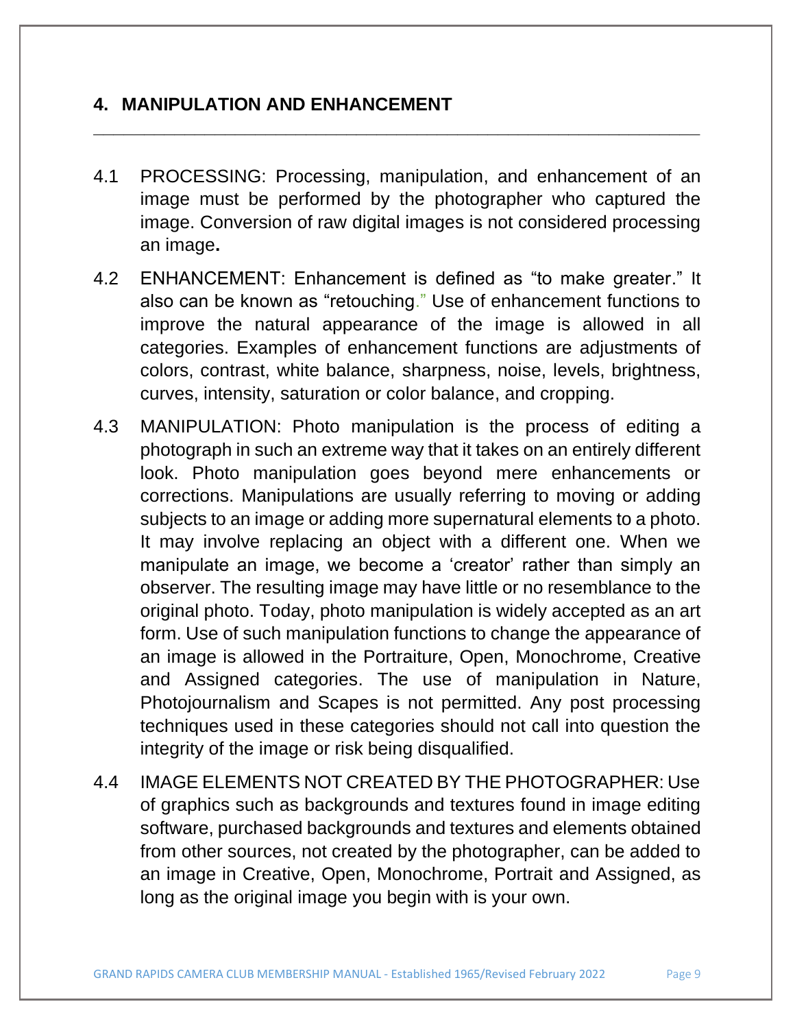## 4. MANIPULATION AND ENHANCEMENT

---

4.1 PROCESSING: Processing, manipulation, and enhancement of an image must be performed by the photographer who captured the image. Conversion of raw digital images is not considered processing an image**.**

4.2 ENHANCEMENT: Enhancement is defined as "to make greater." It also can be known as "retouching." Use of enhancement functions to improve the natural appearance of the image is allowed in all categories. Examples of enhancement functions are adjustments of colors, contrast, white balance, sharpness, noise, levels, brightness, curves, intensity, saturation or color balance, and cropping.

4.3 MANIPULATION: Photo manipulation is the process of editing a photograph in such an extreme way that it takes on an entirely different look. Photo manipulation goes beyond mere enhancements or corrections. Manipulations are usually referring to moving or adding subjects to an image or adding more supernatural elements to a photo. It may involve replacing an object with a different one. When we manipulate an image, we become a 'creator' rather than simply an observer. The resulting image may have little or no resemblance to the original photo. Today, photo manipulation is widely accepted as an art form. Use of such manipulation functions to change the appearance of an image is allowed in the Portraiture, Open, Monochrome, Creative and Assigned categories. The use of manipulation in Nature, Photojournalism and Scapes is not permitted. Any post processing techniques used in these categories should not call into question the integrity of the image or risk being disqualified.

4.4 IMAGE ELEMENTS NOT CREATED BY THE PHOTOGRAPHER: Use of graphics such as backgrounds and textures found in image editing software, purchased backgrounds and textures and elements obtained from other sources, not created by the photographer, can be added to an image in Creative, Open, Monochrome, Portrait and Assigned, as long as the original image you begin with is your own.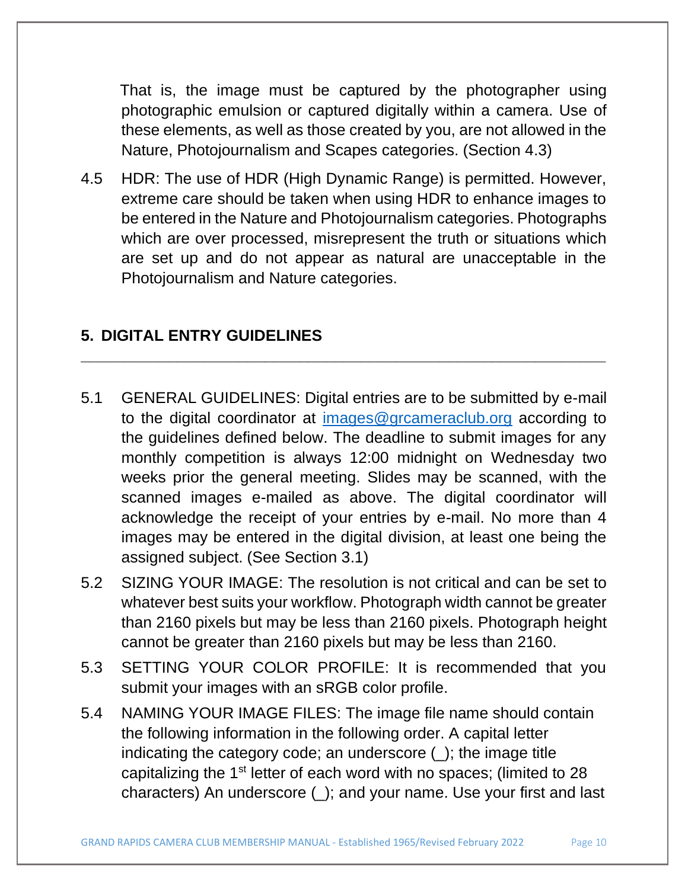That is, the image must be captured by the photographer using photographic emulsion or captured digitally within a camera. Use of these elements, as well as those created by you, are not allowed in the Nature, Photojournalism and Scapes categories. (Section 4.3)

4.5 HDR: The use of HDR (High Dynamic Range) is permitted. However, extreme care should be taken when using HDR to enhance images to be entered in the Nature and Photojournalism categories. Photographs which are over processed, misrepresent the truth or situations which are set up and do not appear as natural are unacceptable in the Photojournalism and Nature categories.

## 5. DIGITAL ENTRY GUIDELINES

5.1 GENERAL GUIDELINES: Digital entries are to be submitted by e-mail to the digital coordinator at images@grcameraclub.org according to the guidelines defined below. The deadline to submit images for any monthly competition is always 12:00 midnight on Wednesday two weeks prior the general meeting. Slides may be scanned, with the scanned images e-mailed as above. The digital coordinator will acknowledge the receipt of your entries by e-mail. No more than 4 images may be entered in the digital division, at least one being the assigned subject. (See Section 3.1)

5.2 SIZING YOUR IMAGE: The resolution is not critical and can be set to whatever best suits your workflow. Photograph width cannot be greater than 2160 pixels but may be less than 2160 pixels. Photograph height cannot be greater than 2160 pixels but may be less than 2160.

5.3 SETTING YOUR COLOR PROFILE: It is recommended that you submit your images with an sRGB color profile.

5.4 NAMING YOUR IMAGE FILES: The image file name should contain the following information in the following order. A capital letter indicating the category code; an underscore (_); the image title capitalizing the 1st letter of each word with no spaces; (limited to 28 characters) An underscore (_); and your name. Use your first and last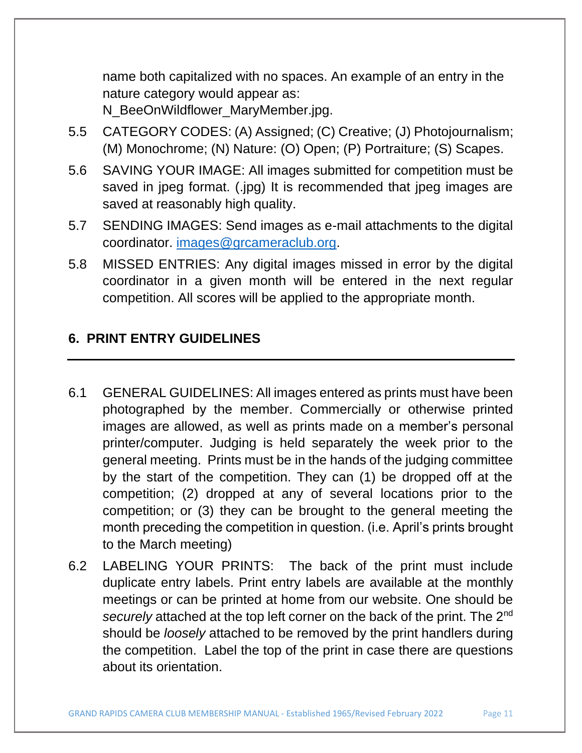name both capitalized with no spaces. An example of an entry in the nature category would appear as: N_BeeOnWildflower_MaryMember.jpg.

5.5 CATEGORY CODES: (A) Assigned; (C) Creative; (J) Photojournalism; (M) Monochrome; (N) Nature: (O) Open; (P) Portraiture; (S) Scapes.

5.6 SAVING YOUR IMAGE: All images submitted for competition must be saved in jpeg format. (.jpg) It is recommended that jpeg images are saved at reasonably high quality.

5.7 SENDING IMAGES: Send images as e-mail attachments to the digital coordinator. images@grcameraclub.org.

5.8 MISSED ENTRIES: Any digital images missed in error by the digital coordinator in a given month will be entered in the next regular competition. All scores will be applied to the appropriate month.

## 6. PRINT ENTRY GUIDELINES

---

6.1 GENERAL GUIDELINES: All images entered as prints must have been photographed by the member. Commercially or otherwise printed images are allowed, as well as prints made on a member's personal printer/computer. Judging is held separately the week prior to the general meeting. Prints must be in the hands of the judging committee by the start of the competition. They can (1) be dropped off at the competition; (2) dropped at any of several locations prior to the competition; or (3) they can be brought to the general meeting the month preceding the competition in question. (i.e. April's prints brought to the March meeting)

6.2 LABELING YOUR PRINTS: The back of the print must include duplicate entry labels. Print entry labels are available at the monthly meetings or can be printed at home from our website. One should be *securely* attached at the top left corner on the back of the print. The 2nd should be *loosely* attached to be removed by the print handlers during the competition. Label the top of the print in case there are questions about its orientation.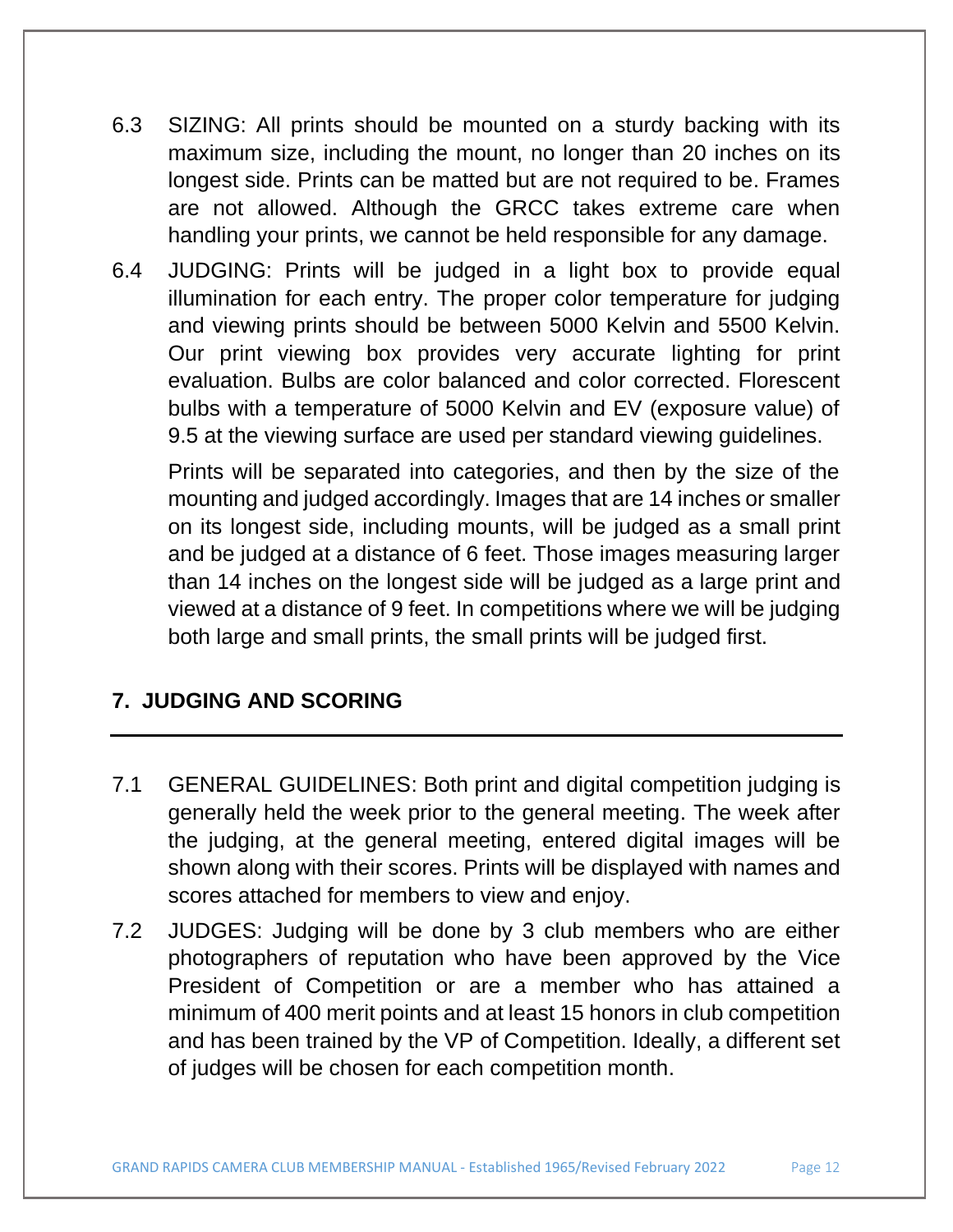6.3 SIZING: All prints should be mounted on a sturdy backing with its maximum size, including the mount, no longer than 20 inches on its longest side. Prints can be matted but are not required to be. Frames are not allowed. Although the GRCC takes extreme care when handling your prints, we cannot be held responsible for any damage.

6.4 JUDGING: Prints will be judged in a light box to provide equal illumination for each entry. The proper color temperature for judging and viewing prints should be between 5000 Kelvin and 5500 Kelvin. Our print viewing box provides very accurate lighting for print evaluation. Bulbs are color balanced and color corrected. Florescent bulbs with a temperature of 5000 Kelvin and EV (exposure value) of 9.5 at the viewing surface are used per standard viewing guidelines.

Prints will be separated into categories, and then by the size of the mounting and judged accordingly. Images that are 14 inches or smaller on its longest side, including mounts, will be judged as a small print and be judged at a distance of 6 feet. Those images measuring larger than 14 inches on the longest side will be judged as a large print and viewed at a distance of 9 feet. In competitions where we will be judging both large and small prints, the small prints will be judged first.

## 7. JUDGING AND SCORING

---

7.1 GENERAL GUIDELINES: Both print and digital competition judging is generally held the week prior to the general meeting. The week after the judging, at the general meeting, entered digital images will be shown along with their scores. Prints will be displayed with names and scores attached for members to view and enjoy.

7.2 JUDGES: Judging will be done by 3 club members who are either photographers of reputation who have been approved by the Vice President of Competition or are a member who has attained a minimum of 400 merit points and at least 15 honors in club competition and has been trained by the VP of Competition. Ideally, a different set of judges will be chosen for each competition month.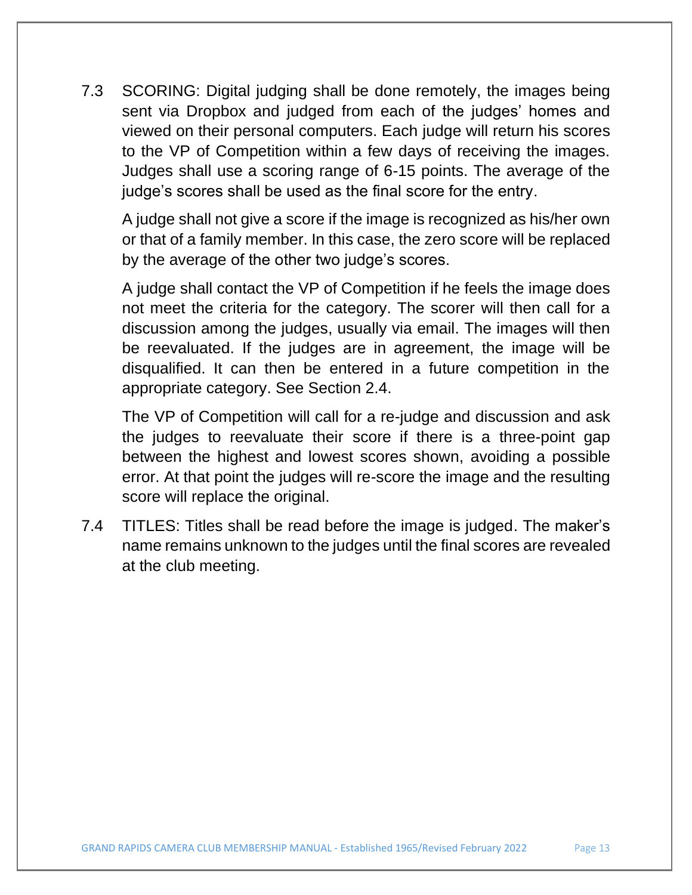7.3 SCORING: Digital judging shall be done remotely, the images being sent via Dropbox and judged from each of the judges' homes and viewed on their personal computers. Each judge will return his scores to the VP of Competition within a few days of receiving the images. Judges shall use a scoring range of 6-15 points. The average of the judge's scores shall be used as the final score for the entry.

A judge shall not give a score if the image is recognized as his/her own or that of a family member. In this case, the zero score will be replaced by the average of the other two judge's scores.

A judge shall contact the VP of Competition if he feels the image does not meet the criteria for the category. The scorer will then call for a discussion among the judges, usually via email. The images will then be reevaluated. If the judges are in agreement, the image will be disqualified. It can then be entered in a future competition in the appropriate category. See Section 2.4.

The VP of Competition will call for a re-judge and discussion and ask the judges to reevaluate their score if there is a three-point gap between the highest and lowest scores shown, avoiding a possible error. At that point the judges will re-score the image and the resulting score will replace the original.

7.4 TITLES: Titles shall be read before the image is judged. The maker's name remains unknown to the judges until the final scores are revealed at the club meeting.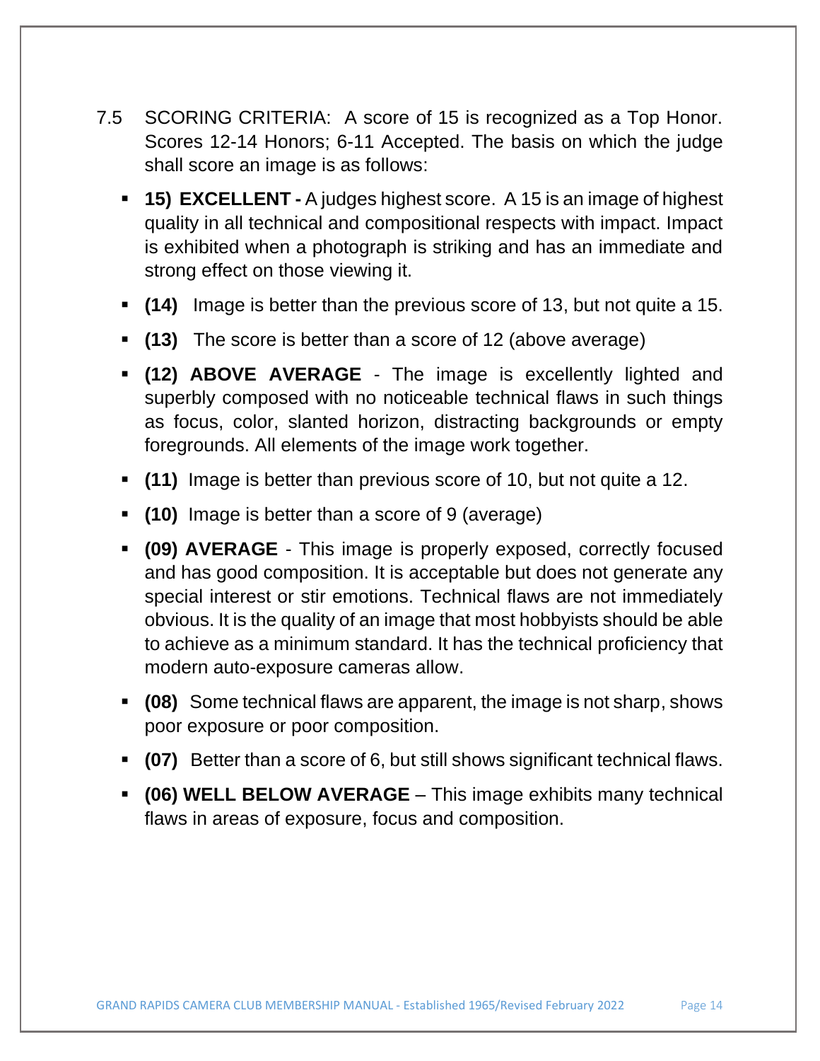7.5 SCORING CRITERIA: A score of 15 is recognized as a Top Honor. Scores 12-14 Honors; 6-11 Accepted. The basis on which the judge shall score an image is as follows:

- **15) EXCELLENT -** A judges highest score. A 15 is an image of highest quality in all technical and compositional respects with impact. Impact is exhibited when a photograph is striking and has an immediate and strong effect on those viewing it.
- **(14)** Image is better than the previous score of 13, but not quite a 15.
- **(13)** The score is better than a score of 12 (above average)
- **(12) ABOVE AVERAGE** - The image is excellently lighted and superbly composed with no noticeable technical flaws in such things as focus, color, slanted horizon, distracting backgrounds or empty foregrounds. All elements of the image work together.
- **(11)** Image is better than previous score of 10, but not quite a 12.
- **(10)** Image is better than a score of 9 (average)
- **(09) AVERAGE** - This image is properly exposed, correctly focused and has good composition. It is acceptable but does not generate any special interest or stir emotions. Technical flaws are not immediately obvious. It is the quality of an image that most hobbyists should be able to achieve as a minimum standard. It has the technical proficiency that modern auto-exposure cameras allow.
- **(08)** Some technical flaws are apparent, the image is not sharp, shows poor exposure or poor composition.
- **(07)** Better than a score of 6, but still shows significant technical flaws.
- **(06) WELL BELOW AVERAGE** – This image exhibits many technical flaws in areas of exposure, focus and composition.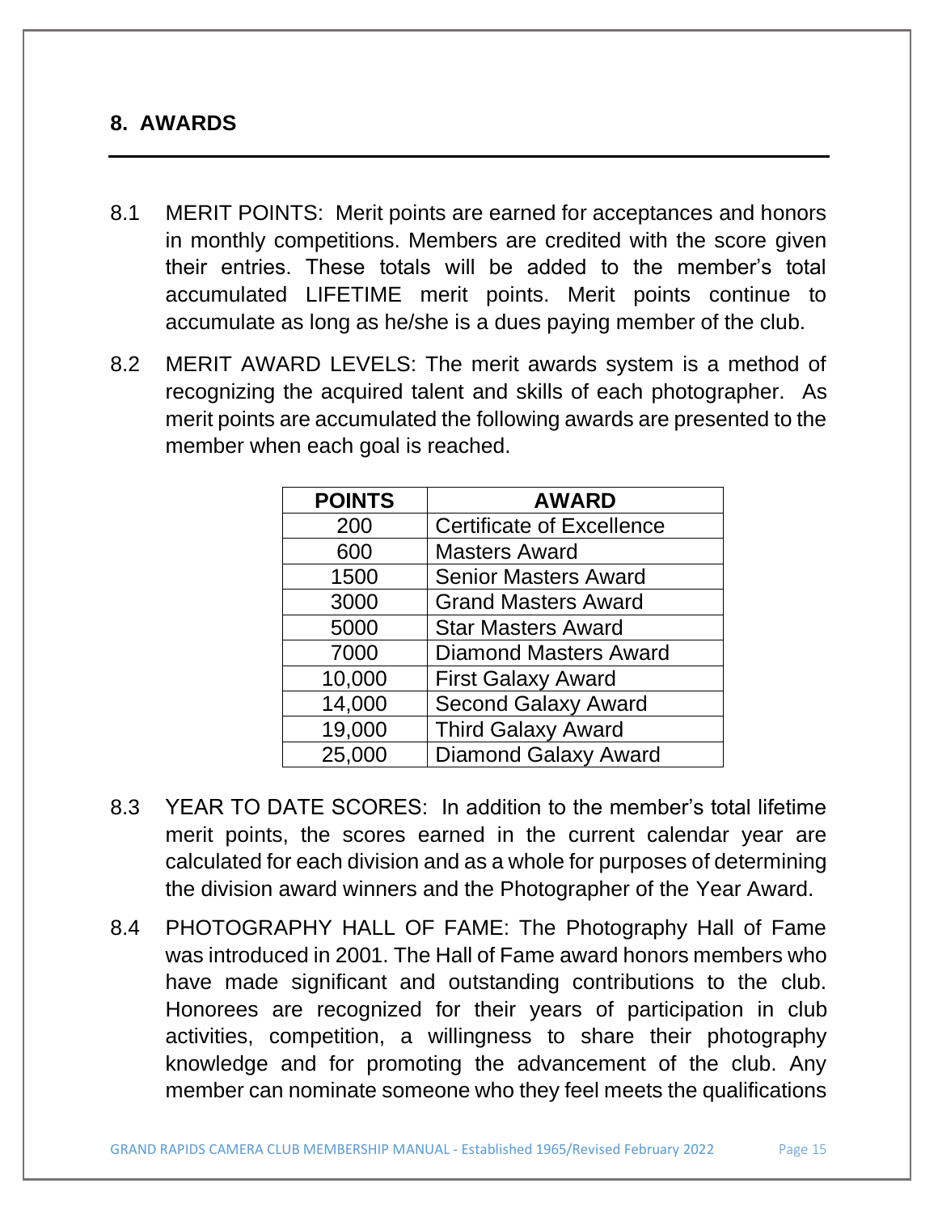## 8. AWARDS

8.1 MERIT POINTS: Merit points are earned for acceptances and honors in monthly competitions. Members are credited with the score given their entries. These totals will be added to the member's total accumulated LIFETIME merit points. Merit points continue to accumulate as long as he/she is a dues paying member of the club.

8.2 MERIT AWARD LEVELS: The merit awards system is a method of recognizing the acquired talent and skills of each photographer. As merit points are accumulated the following awards are presented to the member when each goal is reached.

| POINTS | AWARD |
|---|---|
| 200 | Certificate of Excellence |
| 600 | Masters Award |
| 1500 | Senior Masters Award |
| 3000 | Grand Masters Award |
| 5000 | Star Masters Award |
| 7000 | Diamond Masters Award |
| 10,000 | First Galaxy Award |
| 14,000 | Second Galaxy Award |
| 19,000 | Third Galaxy Award |
| 25,000 | Diamond Galaxy Award |

8.3 YEAR TO DATE SCORES: In addition to the member's total lifetime merit points, the scores earned in the current calendar year are calculated for each division and as a whole for purposes of determining the division award winners and the Photographer of the Year Award.

8.4 PHOTOGRAPHY HALL OF FAME: The Photography Hall of Fame was introduced in 2001. The Hall of Fame award honors members who have made significant and outstanding contributions to the club. Honorees are recognized for their years of participation in club activities, competition, a willingness to share their photography knowledge and for promoting the advancement of the club. Any member can nominate someone who they feel meets the qualifications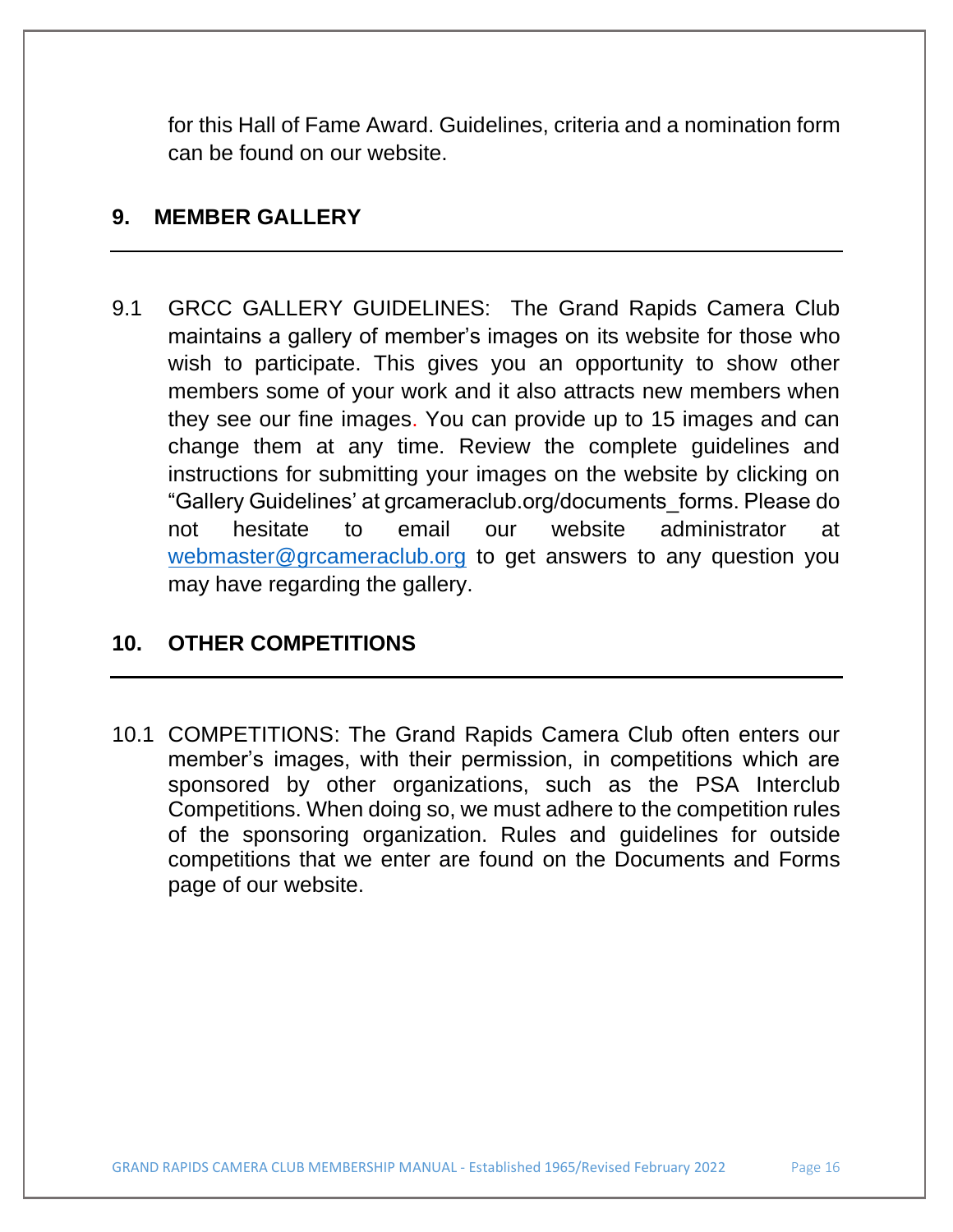for this Hall of Fame Award. Guidelines, criteria and a nomination form can be found on our website.

## 9. MEMBER GALLERY

9.1 GRCC GALLERY GUIDELINES: The Grand Rapids Camera Club maintains a gallery of member's images on its website for those who wish to participate. This gives you an opportunity to show other members some of your work and it also attracts new members when they see our fine images. You can provide up to 15 images and can change them at any time. Review the complete guidelines and instructions for submitting your images on the website by clicking on "Gallery Guidelines' at grcameraclub.org/documents_forms. Please do not hesitate to email our website administrator at webmaster@grcameraclub.org to get answers to any question you may have regarding the gallery.

## 10. OTHER COMPETITIONS

10.1 COMPETITIONS: The Grand Rapids Camera Club often enters our member's images, with their permission, in competitions which are sponsored by other organizations, such as the PSA Interclub Competitions. When doing so, we must adhere to the competition rules of the sponsoring organization. Rules and guidelines for outside competitions that we enter are found on the Documents and Forms page of our website.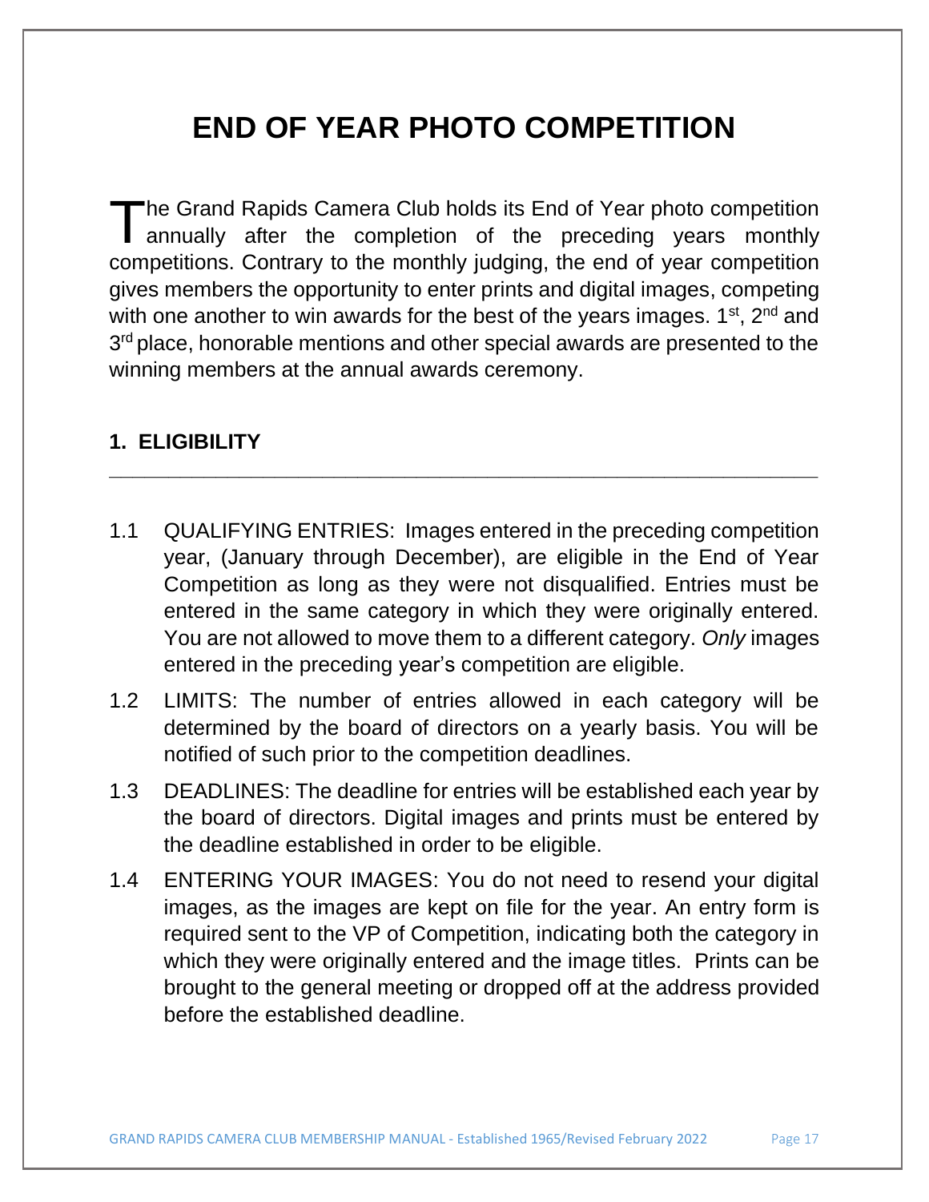# END OF YEAR PHOTO COMPETITION

The Grand Rapids Camera Club holds its End of Year photo competition annually after the completion of the preceding years monthly competitions. Contrary to the monthly judging, the end of year competition gives members the opportunity to enter prints and digital images, competing with one another to win awards for the best of the years images. 1st, 2nd and 3rd place, honorable mentions and other special awards are presented to the winning members at the annual awards ceremony.

## 1. ELIGIBILITY

---

1.1 QUALIFYING ENTRIES: Images entered in the preceding competition year, (January through December), are eligible in the End of Year Competition as long as they were not disqualified. Entries must be entered in the same category in which they were originally entered. You are not allowed to move them to a different category. *Only* images entered in the preceding year's competition are eligible.

1.2 LIMITS: The number of entries allowed in each category will be determined by the board of directors on a yearly basis. You will be notified of such prior to the competition deadlines.

1.3 DEADLINES: The deadline for entries will be established each year by the board of directors. Digital images and prints must be entered by the deadline established in order to be eligible.

1.4 ENTERING YOUR IMAGES: You do not need to resend your digital images, as the images are kept on file for the year. An entry form is required sent to the VP of Competition, indicating both the category in which they were originally entered and the image titles. Prints can be brought to the general meeting or dropped off at the address provided before the established deadline.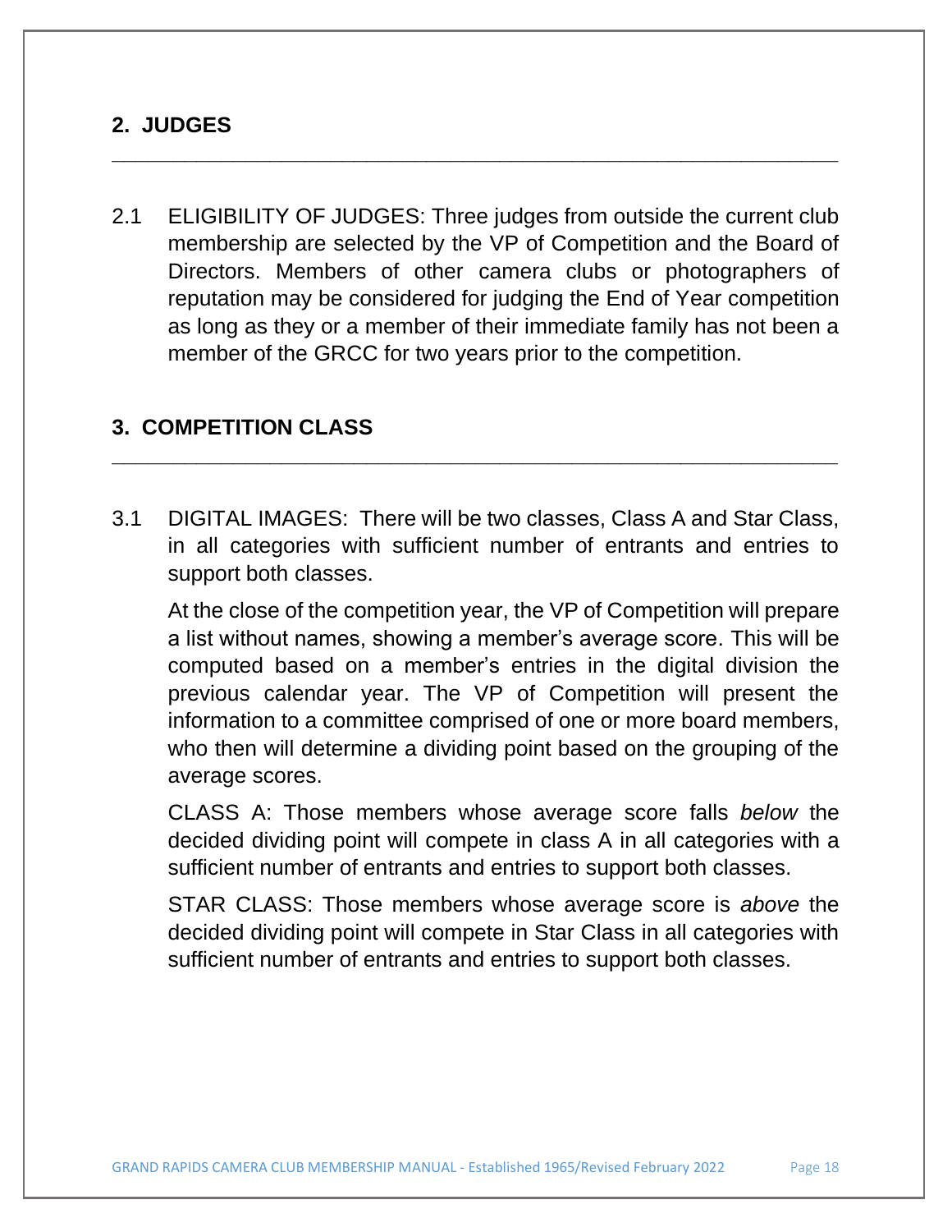## 2. JUDGES

2.1 ELIGIBILITY OF JUDGES: Three judges from outside the current club membership are selected by the VP of Competition and the Board of Directors. Members of other camera clubs or photographers of reputation may be considered for judging the End of Year competition as long as they or a member of their immediate family has not been a member of the GRCC for two years prior to the competition.

## 3. COMPETITION CLASS

3.1 DIGITAL IMAGES: There will be two classes, Class A and Star Class, in all categories with sufficient number of entrants and entries to support both classes.

At the close of the competition year, the VP of Competition will prepare a list without names, showing a member's average score. This will be computed based on a member's entries in the digital division the previous calendar year. The VP of Competition will present the information to a committee comprised of one or more board members, who then will determine a dividing point based on the grouping of the average scores.

CLASS A: Those members whose average score falls *below* the decided dividing point will compete in class A in all categories with a sufficient number of entrants and entries to support both classes.

STAR CLASS: Those members whose average score is *above* the decided dividing point will compete in Star Class in all categories with sufficient number of entrants and entries to support both classes.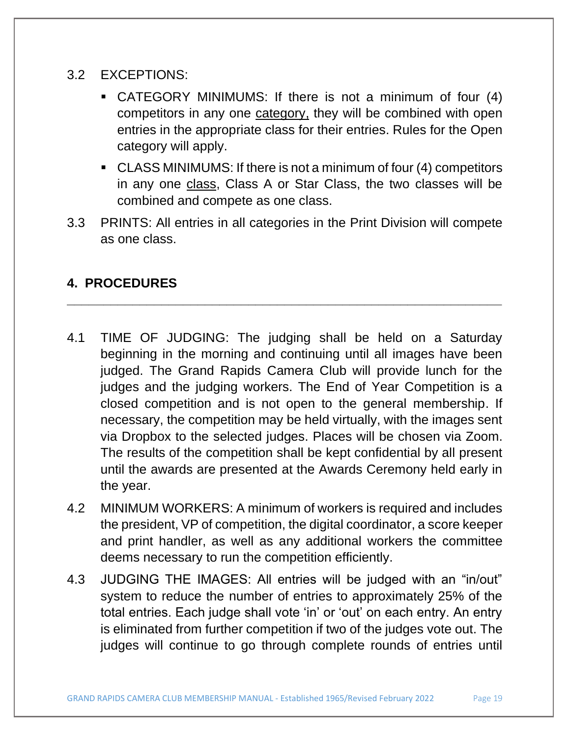3.2 EXCEPTIONS:

- CATEGORY MINIMUMS: If there is not a minimum of four (4) competitors in any one <u>category,</u> they will be combined with open entries in the appropriate class for their entries. Rules for the Open category will apply.
- CLASS MINIMUMS: If there is not a minimum of four (4) competitors in any one <u>class</u>, Class A or Star Class, the two classes will be combined and compete as one class.

3.3 PRINTS: All entries in all categories in the Print Division will compete as one class.

## 4. PROCEDURES

---

4.1 TIME OF JUDGING: The judging shall be held on a Saturday beginning in the morning and continuing until all images have been judged. The Grand Rapids Camera Club will provide lunch for the judges and the judging workers. The End of Year Competition is a closed competition and is not open to the general membership. If necessary, the competition may be held virtually, with the images sent via Dropbox to the selected judges. Places will be chosen via Zoom. The results of the competition shall be kept confidential by all present until the awards are presented at the Awards Ceremony held early in the year.

4.2 MINIMUM WORKERS: A minimum of workers is required and includes the president, VP of competition, the digital coordinator, a score keeper and print handler, as well as any additional workers the committee deems necessary to run the competition efficiently.

4.3 JUDGING THE IMAGES: All entries will be judged with an "in/out" system to reduce the number of entries to approximately 25% of the total entries. Each judge shall vote 'in' or 'out' on each entry. An entry is eliminated from further competition if two of the judges vote out. The judges will continue to go through complete rounds of entries until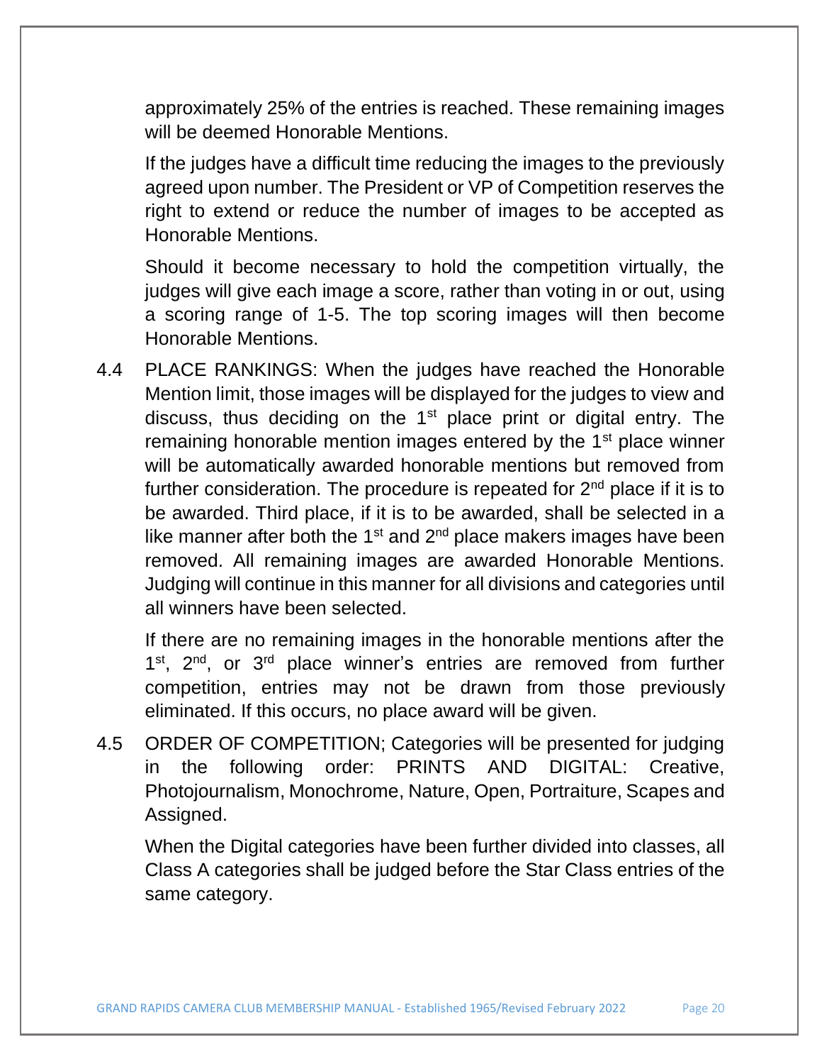approximately 25% of the entries is reached. These remaining images will be deemed Honorable Mentions.

If the judges have a difficult time reducing the images to the previously agreed upon number. The President or VP of Competition reserves the right to extend or reduce the number of images to be accepted as Honorable Mentions.

Should it become necessary to hold the competition virtually, the judges will give each image a score, rather than voting in or out, using a scoring range of 1-5. The top scoring images will then become Honorable Mentions.

4.4 PLACE RANKINGS: When the judges have reached the Honorable Mention limit, those images will be displayed for the judges to view and discuss, thus deciding on the 1st place print or digital entry. The remaining honorable mention images entered by the 1st place winner will be automatically awarded honorable mentions but removed from further consideration. The procedure is repeated for 2nd place if it is to be awarded. Third place, if it is to be awarded, shall be selected in a like manner after both the 1st and 2nd place makers images have been removed. All remaining images are awarded Honorable Mentions. Judging will continue in this manner for all divisions and categories until all winners have been selected.

If there are no remaining images in the honorable mentions after the 1st, 2nd, or 3rd place winner's entries are removed from further competition, entries may not be drawn from those previously eliminated. If this occurs, no place award will be given.

4.5 ORDER OF COMPETITION; Categories will be presented for judging in the following order: PRINTS AND DIGITAL: Creative, Photojournalism, Monochrome, Nature, Open, Portraiture, Scapes and Assigned.

When the Digital categories have been further divided into classes, all Class A categories shall be judged before the Star Class entries of the same category.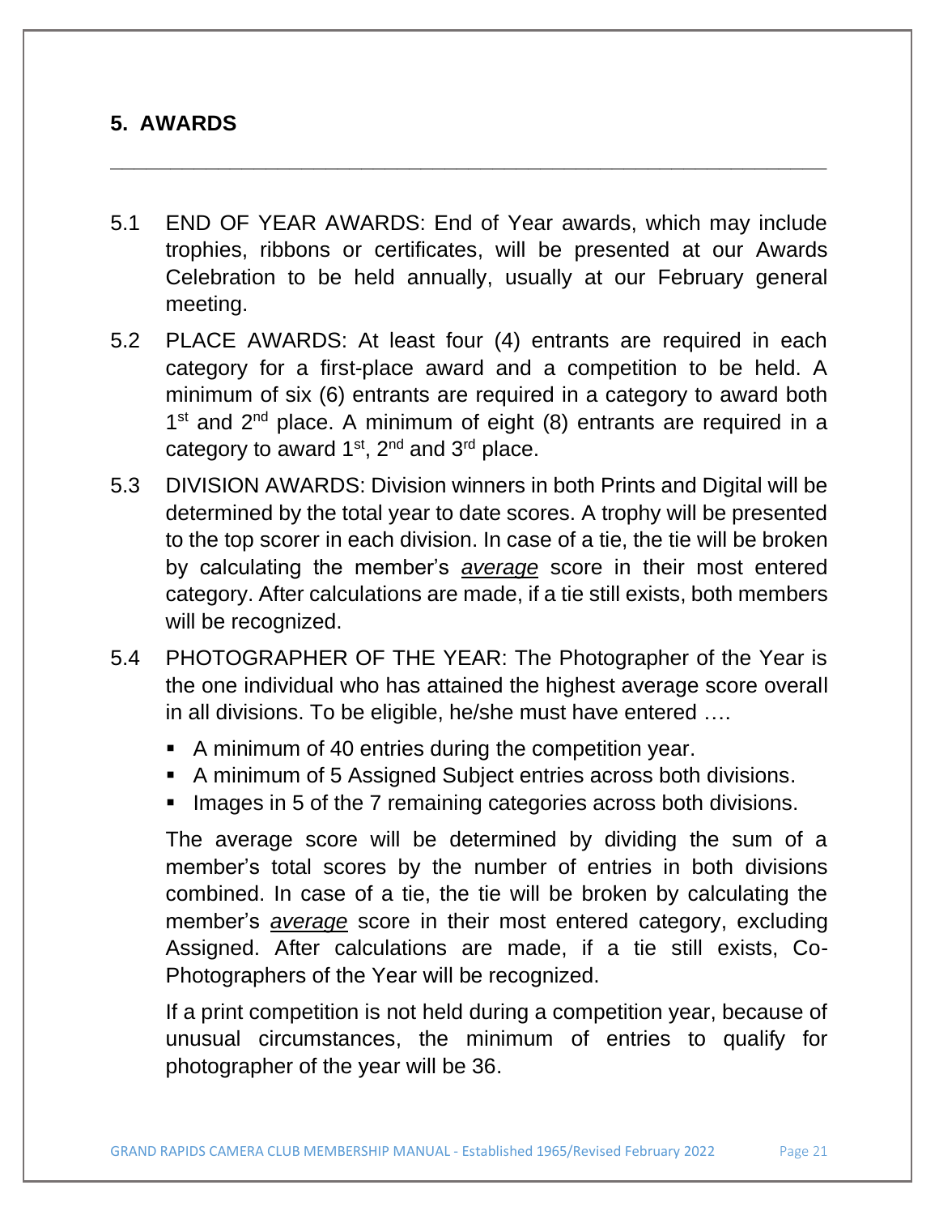## 5. AWARDS

---

5.1 END OF YEAR AWARDS: End of Year awards, which may include trophies, ribbons or certificates, will be presented at our Awards Celebration to be held annually, usually at our February general meeting.

5.2 PLACE AWARDS: At least four (4) entrants are required in each category for a first-place award and a competition to be held. A minimum of six (6) entrants are required in a category to award both 1st and 2nd place. A minimum of eight (8) entrants are required in a category to award 1st, 2nd and 3rd place.

5.3 DIVISION AWARDS: Division winners in both Prints and Digital will be determined by the total year to date scores. A trophy will be presented to the top scorer in each division. In case of a tie, the tie will be broken by calculating the member's *average* score in their most entered category. After calculations are made, if a tie still exists, both members will be recognized.

5.4 PHOTOGRAPHER OF THE YEAR: The Photographer of the Year is the one individual who has attained the highest average score overall in all divisions. To be eligible, he/she must have entered ….

- A minimum of 40 entries during the competition year.
- A minimum of 5 Assigned Subject entries across both divisions.
- Images in 5 of the 7 remaining categories across both divisions.

The average score will be determined by dividing the sum of a member's total scores by the number of entries in both divisions combined. In case of a tie, the tie will be broken by calculating the member's ***average*** score in their most entered category, excluding Assigned. After calculations are made, if a tie still exists, Co-Photographers of the Year will be recognized.

If a print competition is not held during a competition year, because of unusual circumstances, the minimum of entries to qualify for photographer of the year will be 36.